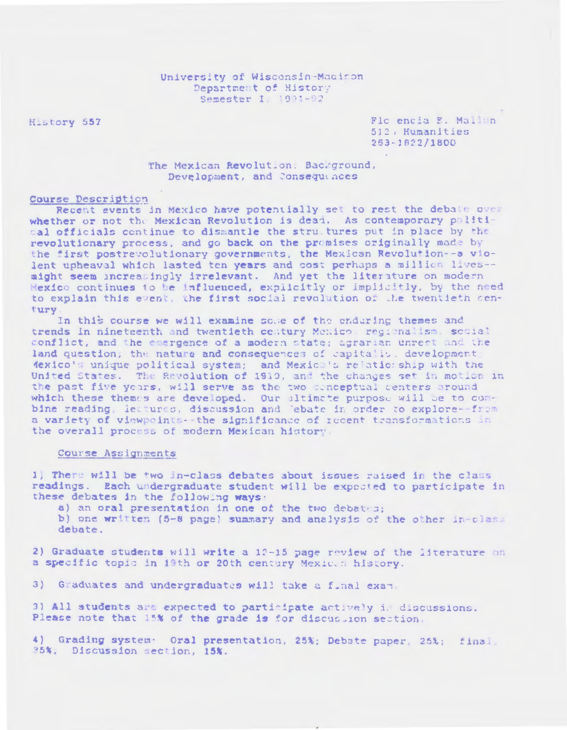University of Wisconsin-Madison
Department of History
Semester I, 1991-92

History 557

Florencia E. Mallon
5124 Humanities
263-1822/1800

The Mexican Revolution: Background, Development, and Consequences

## Course Description

Recent events in Mexico have potentially set to rest the debate over whether or not the Mexican Revolution is dead. As contemporary political officials continue to dismantle the structures put in place by the revolutionary process, and go back on the promises originally made by the first postrevolutionary governments, the Mexican Revolution--a violent upheaval which lasted ten years and cost perhaps a million lives--might seem increasingly irrelevant. And yet the literature on modern Mexico continues to be influenced, explicitly or implicitly, by the need to explain this event, the first social revolution of the twentieth century.

In this course we will examine some of the enduring themes and trends in nineteenth and twentieth century Mexico: regionalism, social conflict, and the emergence of a modern state; agrarian unrest and the land question; the nature and consequences of capitalist development; Mexico's unique political system; and Mexico's relationship with the United States. The Revolution of 1910, and the changes set in motion in the past five years, will serve as the two conceptual centers around which these themes are developed. Our ultimate purpose will be to combine reading, lectures, discussion and debate in order to explore--from a variety of viewpoints--the significance of recent transformations in the overall process of modern Mexican history.

## Course Assignments

1) There will be two in-class debates about issues raised in the class readings. Each undergraduate student will be expected to participate in these debates in the following ways:
   a) an oral presentation in one of the two debates;
   b) one written (5-8 page) summary and analysis of the other in-class debate.

2) Graduate students will write a 12-15 page review of the literature on a specific topic in 19th or 20th century Mexican history.

3) Graduates and undergraduates will take a final exam.

3) All students are expected to participate actively in discussions. Please note that 15% of the grade is for discussion section.

4) Grading system: Oral presentation, 25%; Debate paper, 25%; final, 35%, Discussion section, 15%.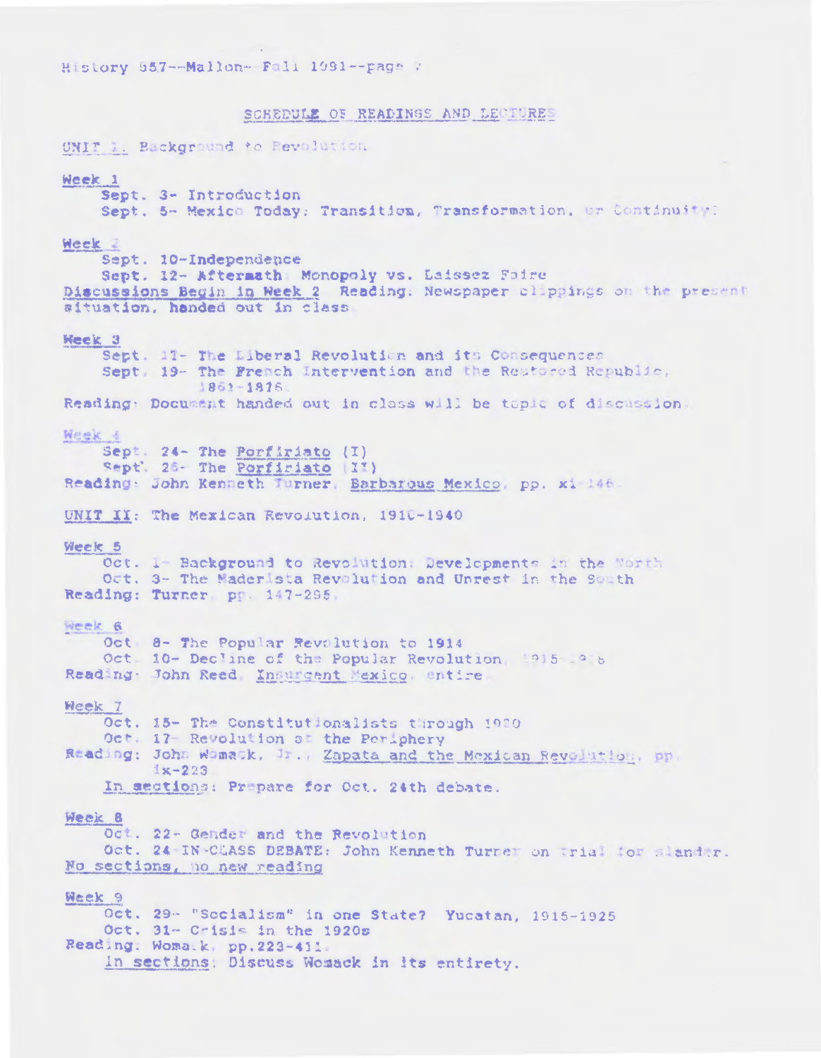## SCHEDULE OF READINGS AND LECTURES

### UNIT I: Background to Revolution

**Week 1**

Sept. 3- Introduction

Sept. 5- Mexico Today: Transition, Transformation, or Continuity?

**Week 2**

Sept. 10-Independence

Sept. 12- Aftermath: Monopoly vs. Laissez Faire

Discussions Begin in Week 2. Reading: Newspaper clippings on the present situation, handed out in class.

**Week 3**

Sept. 17- The Liberal Revolution and its Consequences

Sept. 19- The French Intervention and the Restored Republic, 1861-1876.

Reading: Document handed out in class will be topic of discussion.

**Week 4**

Sept. 24- The *Porfiriato* (I)

Sept. 26- The *Porfiriato* (II)

Reading: John Kenneth Turner, *Barbarous Mexico*, pp. xi-146.

### UNIT II: The Mexican Revolution, 1910-1940

**Week 5**

Oct. 1- Background to Revolution: Developments in the North

Oct. 3- The Maderista Revolution and Unrest in the South

Reading: Turner, pp. 147-295.

**Week 6**

Oct. 8- The Popular Revolution to 1914

Oct. 10- Decline of the Popular Revolution, 1915-1916

Reading: John Reed, *Insurgent Mexico*, entire.

**Week 7**

Oct. 15- The Constitutionalists through 1920

Oct. 17- Revolution at the Periphery

Reading: John Womack, Jr., *Zapata and the Mexican Revolution*, pp. ix-223.

In sections: Prepare for Oct. 24th debate.

**Week 8**

Oct. 22- Gender and the Revolution

Oct. 24-IN-CLASS DEBATE: John Kenneth Turner on trial for slander.

No sections, no new reading

**Week 9**

Oct. 29- "Socialism" in one State? Yucatan, 1915-1925

Oct. 31- Crisis in the 1920s

Reading: Womack, pp.223-411.

In sections: Discuss Womack in its entirety.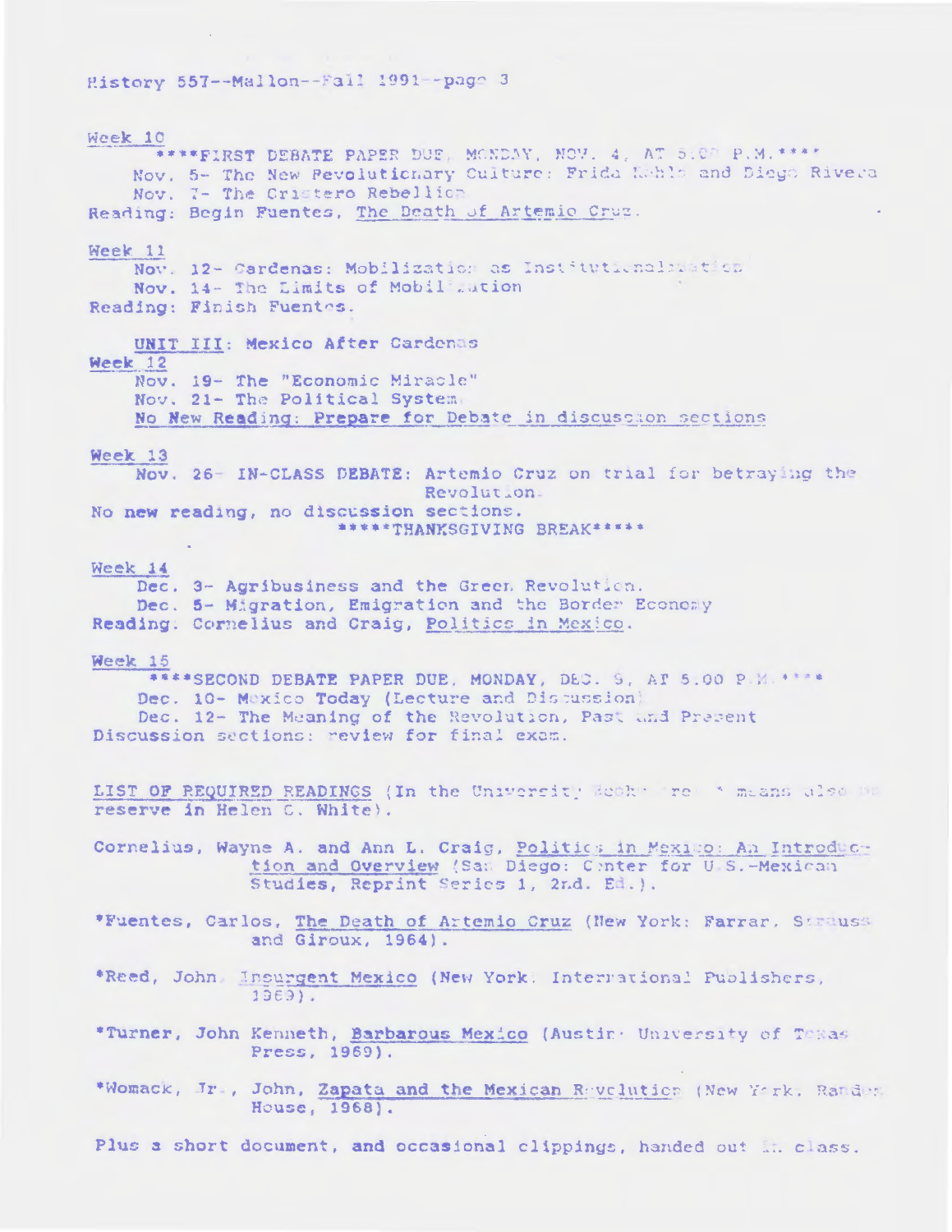Week 10

****FIRST DEBATE PAPER DUE, MONDAY, NOV. 4, AT 5:00 P.M.****

Nov. 5- The New Revolutionary Culture: Frida Kahlo and Diego Rivera

Nov. 7- The Cristero Rebellion

Reading: Begin Fuentes, The Death of Artemio Cruz.

Week 11

Nov. 12- Cardenas: Mobilization as Institutionalization

Nov. 14- The Limits of Mobilization

Reading: Finish Fuentes.

**UNIT III: Mexico After Cardenas**

**Week 12**

Nov. 19- The "Economic Miracle"

Nov. 21- The Political System.

**No New Reading: Prepare for Debate in discussion sections**

Week 13

Nov. 26- IN-CLASS DEBATE: Artemio Cruz on trial for betraying the Revolution.

No new reading, no discussion sections.

*****THANKSGIVING BREAK*****

Week 14

Dec. 3- Agribusiness and the Green Revolution.

Dec. 5- Migration, Emigration and the Border Economy

Reading. Cornelius and Craig, Politics in Mexico.

Week 15

****SECOND DEBATE PAPER DUE, MONDAY, DEC. 9, AT 5:00 P.M.****

Dec. 10- Mexico Today (Lecture and Discussion)

Dec. 12- The Meaning of the Revolution, Past and Present

Discussion sections: review for final exam.

LIST OF REQUIRED READINGS (In the University Bookstore; * means also on reserve in Helen C. White).

Cornelius, Wayne A. and Ann L. Craig, Politics in Mexico: An Introduction and Overview (San Diego: Center for U.S.-Mexican Studies, Reprint Series 1, 2nd. Ed.).

*Fuentes, Carlos, The Death of Artemio Cruz (New York: Farrar, Strauss and Giroux, 1964).

*Reed, John, Insurgent Mexico (New York: International Publishers, 1969).

*Turner, John Kenneth, Barbarous Mexico (Austin: University of Texas Press, 1969).

*Womack, Jr., John, Zapata and the Mexican Revolution (New York: Random House, 1968).

Plus a short document, and occasional clippings, handed out in class.